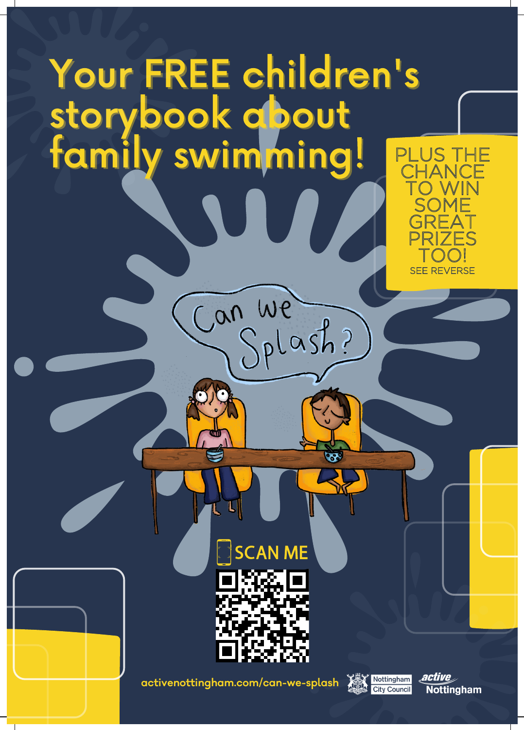# Your FREE children's storybook about family swimming!

PLUS THE CHANCE TO WIN SOME GREAT PRIZES TOO!

SEE REVERSE

Can we Splash?

SCAN ME

activenottingham.com/can-we-splash

Nottingham City Council

active Nottingham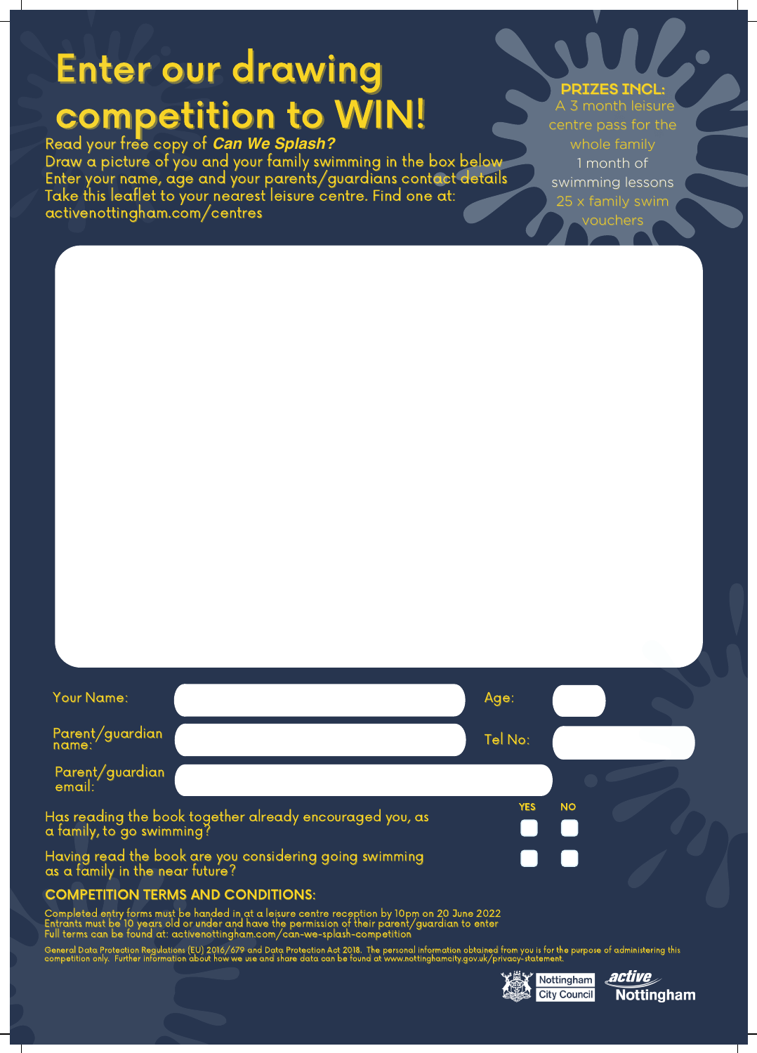# Enter our drawing competition to WIN!

Read your free copy of ***Can We Splash?***
Draw a picture of you and your family swimming in the box below
Enter your name, age and your parents/guardians contact details
Take this leaflet to your nearest leisure centre. Find one at: activenottingham.com/centres

**PRIZES INCL:**
A 3 month leisure centre pass for the whole family
1 month of swimming lessons
25 x family swim vouchers

Your Name:

Age:

Parent/guardian name:

Tel No:

Parent/guardian email:

| | YES | NO |
|---|---|---|
| Has reading the book together already encouraged you, as a family, to go swimming? | | |
| Having read the book are you considering going swimming as a family in the near future? | | |

## COMPETITION TERMS AND CONDITIONS:

Completed entry forms must be handed in at a leisure centre reception by 10pm on 20 June 2022
Entrants must be 10 years old or under and have the permission of their parent/guardian to enter
Full terms can be found at: activenottingham.com/can-we-splash-competition

General Data Protection Regulations (EU) 2016/679 and Data Protection Act 2018. The personal information obtained from you is for the purpose of administering this competition only. Further information about how we use and share data can be found at www.nottinghamcity.gov.uk/privacy-statement.

Nottingham City Council

active Nottingham